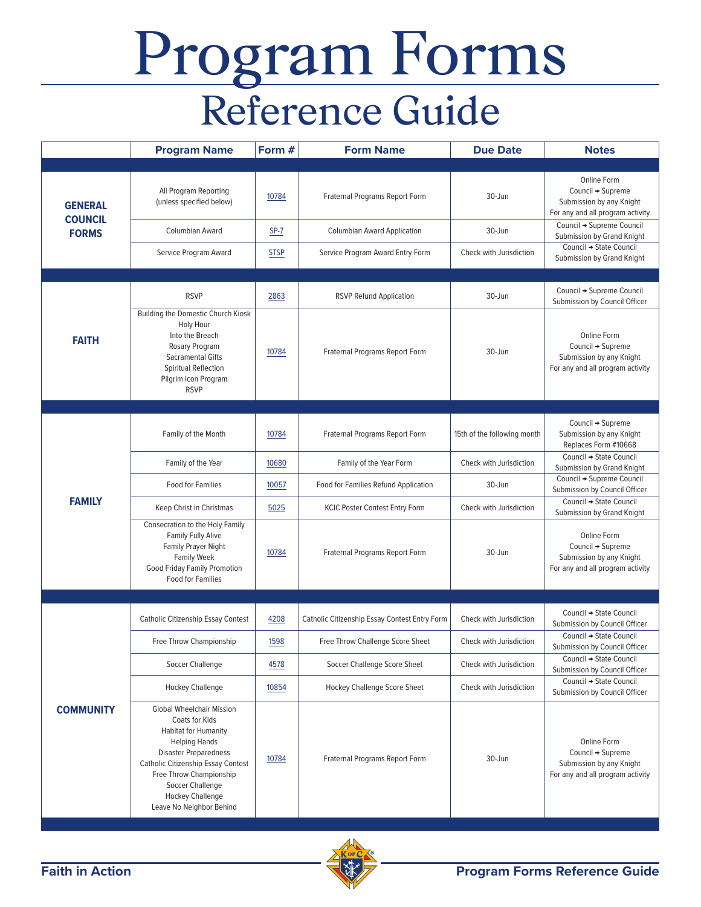# Program Forms

## Reference Guide

| | Program Name | Form # | Form Name | Due Date | Notes |
|---|---|---|---|---|---|
| **GENERAL COUNCIL FORMS** | All Program Reporting (unless specified below) | 10784 | Fraternal Programs Report Form | 30-Jun | Online Form<br>Council ➔ Supreme<br>Submission by any Knight<br>For any and all program activity |
| | Columbian Award | SP-7 | Columbian Award Application | 30-Jun | Council ➔ Supreme Council<br>Submission by Grand Knight |
| | Service Program Award | STSP | Service Program Award Entry Form | Check with Jurisdiction | Council ➔ State Council<br>Submission by Grand Knight |
| **FAITH** | RSVP | 2863 | RSVP Refund Application | 30-Jun | Council ➔ Supreme Council<br>Submission by Council Officer |
| | Building the Domestic Church Kiosk<br>Holy Hour<br>Into the Breach<br>Rosary Program<br>Sacramental Gifts<br>Spiritual Reflection<br>Pilgrim Icon Program<br>RSVP | 10784 | Fraternal Programs Report Form | 30-Jun | Online Form<br>Council ➔ Supreme<br>Submission by any Knight<br>For any and all program activity |
| **FAMILY** | Family of the Month | 10784 | Fraternal Programs Report Form | 15th of the following month | Council ➔ Supreme<br>Submission by any Knight<br>Replaces Form #10668 |
| | Family of the Year | 10680 | Family of the Year Form | Check with Jurisdiction | Council ➔ State Council<br>Submission by Grand Knight |
| | Food for Families | 10057 | Food for Families Refund Application | 30-Jun | Council ➔ Supreme Council<br>Submission by Council Officer |
| | Keep Christ in Christmas | 5025 | KCIC Poster Contest Entry Form | Check with Jurisdiction | Council ➔ State Council<br>Submission by Grand Knight |
| | Consecration to the Holy Family<br>Family Fully Alive<br>Family Prayer Night<br>Family Week<br>Good Friday Family Promotion<br>Food for Families | 10784 | Fraternal Programs Report Form | 30-Jun | Online Form<br>Council ➔ Supreme<br>Submission by any Knight<br>For any and all program activity |
| **COMMUNITY** | Catholic Citizenship Essay Contest | 4208 | Catholic Citizenship Essay Contest Entry Form | Check with Jurisdiction | Council ➔ State Council<br>Submission by Council Officer |
| | Free Throw Championship | 1598 | Free Throw Challenge Score Sheet | Check with Jurisdiction | Council ➔ State Council<br>Submission by Council Officer |
| | Soccer Challenge | 4578 | Soccer Challenge Score Sheet | Check with Jurisdiction | Council ➔ State Council<br>Submission by Council Officer |
| | Hockey Challenge | 10854 | Hockey Challenge Score Sheet | Check with Jurisdiction | Council ➔ State Council<br>Submission by Council Officer |
| | Global Wheelchair Mission<br>Coats for Kids<br>Habitat for Humanity<br>Helping Hands<br>Disaster Preparedness<br>Catholic Citizenship Essay Contest<br>Free Throw Championship<br>Soccer Challenge<br>Hockey Challenge<br>Leave No Neighbor Behind | 10784 | Fraternal Programs Report Form | 30-Jun | Online Form<br>Council ➔ Supreme<br>Submission by any Knight<br>For any and all program activity |

**Faith in Action**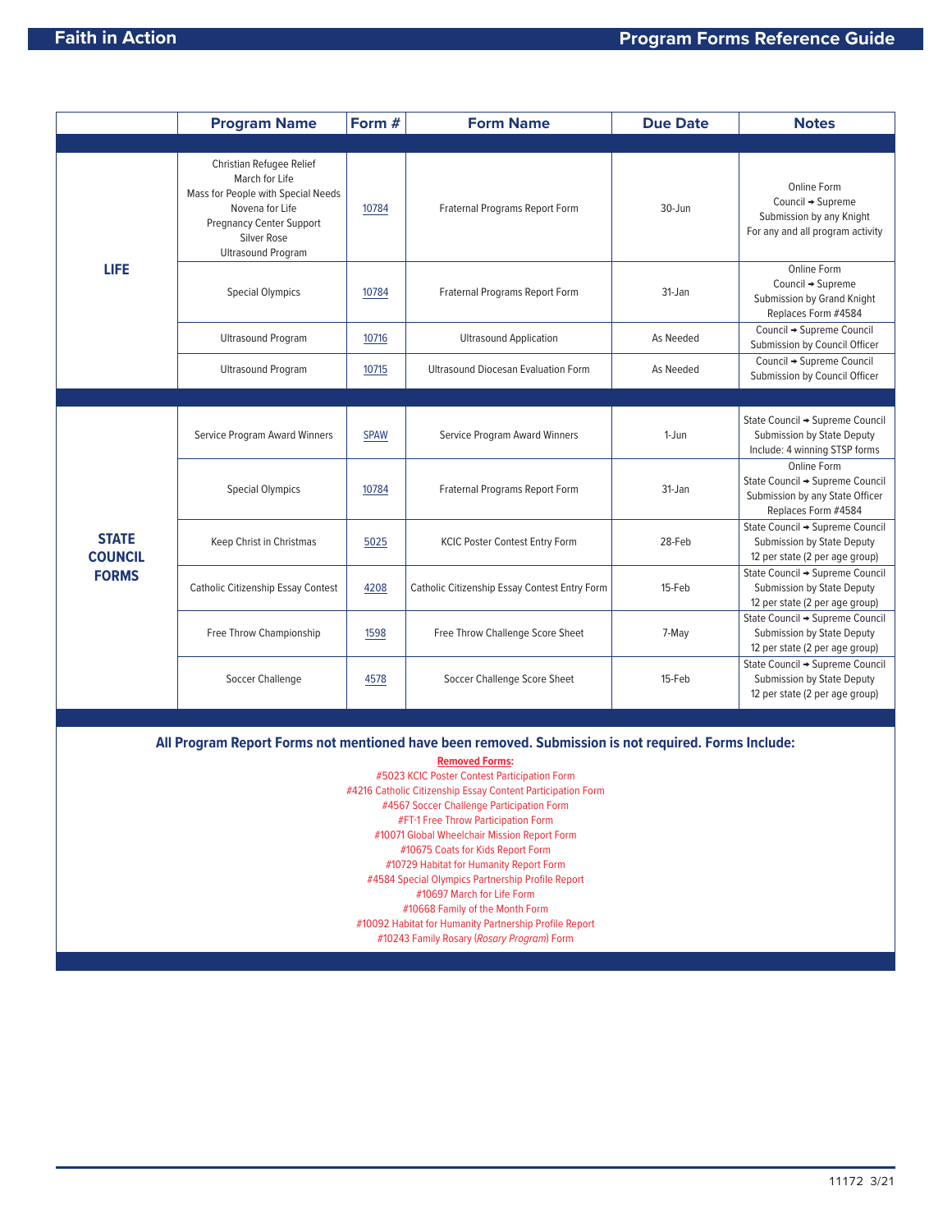| | Program Name | Form # | Form Name | Due Date | Notes |
|---|---|---|---|---|---|
| **LIFE** | Christian Refugee Relief<br>March for Life<br>Mass for People with Special Needs<br>Novena for Life<br>Pregnancy Center Support<br>Silver Rose<br>Ultrasound Program | 10784 | Fraternal Programs Report Form | 30-Jun | Online Form<br>Council → Supreme<br>Submission by any Knight<br>For any and all program activity |
| | Special Olympics | 10784 | Fraternal Programs Report Form | 31-Jan | Online Form<br>Council → Supreme<br>Submission by Grand Knight<br>Replaces Form #4584 |
| | Ultrasound Program | 10716 | Ultrasound Application | As Needed | Council → Supreme Council<br>Submission by Council Officer |
| | Ultrasound Program | 10715 | Ultrasound Diocesan Evaluation Form | As Needed | Council → Supreme Council<br>Submission by Council Officer |
| **STATE COUNCIL FORMS** | Service Program Award Winners | SPAW | Service Program Award Winners | 1-Jun | State Council → Supreme Council<br>Submission by State Deputy<br>Include: 4 winning STSP forms |
| | Special Olympics | 10784 | Fraternal Programs Report Form | 31-Jan | Online Form<br>State Council → Supreme Council<br>Submission by any State Officer<br>Replaces Form #4584 |
| | Keep Christ in Christmas | 5025 | KCIC Poster Contest Entry Form | 28-Feb | State Council → Supreme Council<br>Submission by State Deputy<br>12 per state (2 per age group) |
| | Catholic Citizenship Essay Contest | 4208 | Catholic Citizenship Essay Contest Entry Form | 15-Feb | State Council → Supreme Council<br>Submission by State Deputy<br>12 per state (2 per age group) |
| | Free Throw Championship | 1598 | Free Throw Challenge Score Sheet | 7-May | State Council → Supreme Council<br>Submission by State Deputy<br>12 per state (2 per age group) |
| | Soccer Challenge | 4578 | Soccer Challenge Score Sheet | 15-Feb | State Council → Supreme Council<br>Submission by State Deputy<br>12 per state (2 per age group) |

**All Program Report Forms not mentioned have been removed. Submission is not required. Forms Include:**

**Removed Forms:**

#5023 KCIC Poster Contest Participation Form
#4216 Catholic Citizenship Essay Content Participation Form
#4567 Soccer Challenge Participation Form
#FT-1 Free Throw Participation Form
#10071 Global Wheelchair Mission Report Form
#10675 Coats for Kids Report Form
#10729 Habitat for Humanity Report Form
#4584 Special Olympics Partnership Profile Report
#10697 March for Life Form
#10668 Family of the Month Form
#10092 Habitat for Humanity Partnership Profile Report
#10243 Family Rosary (*Rosary Program*) Form

11172 3/21